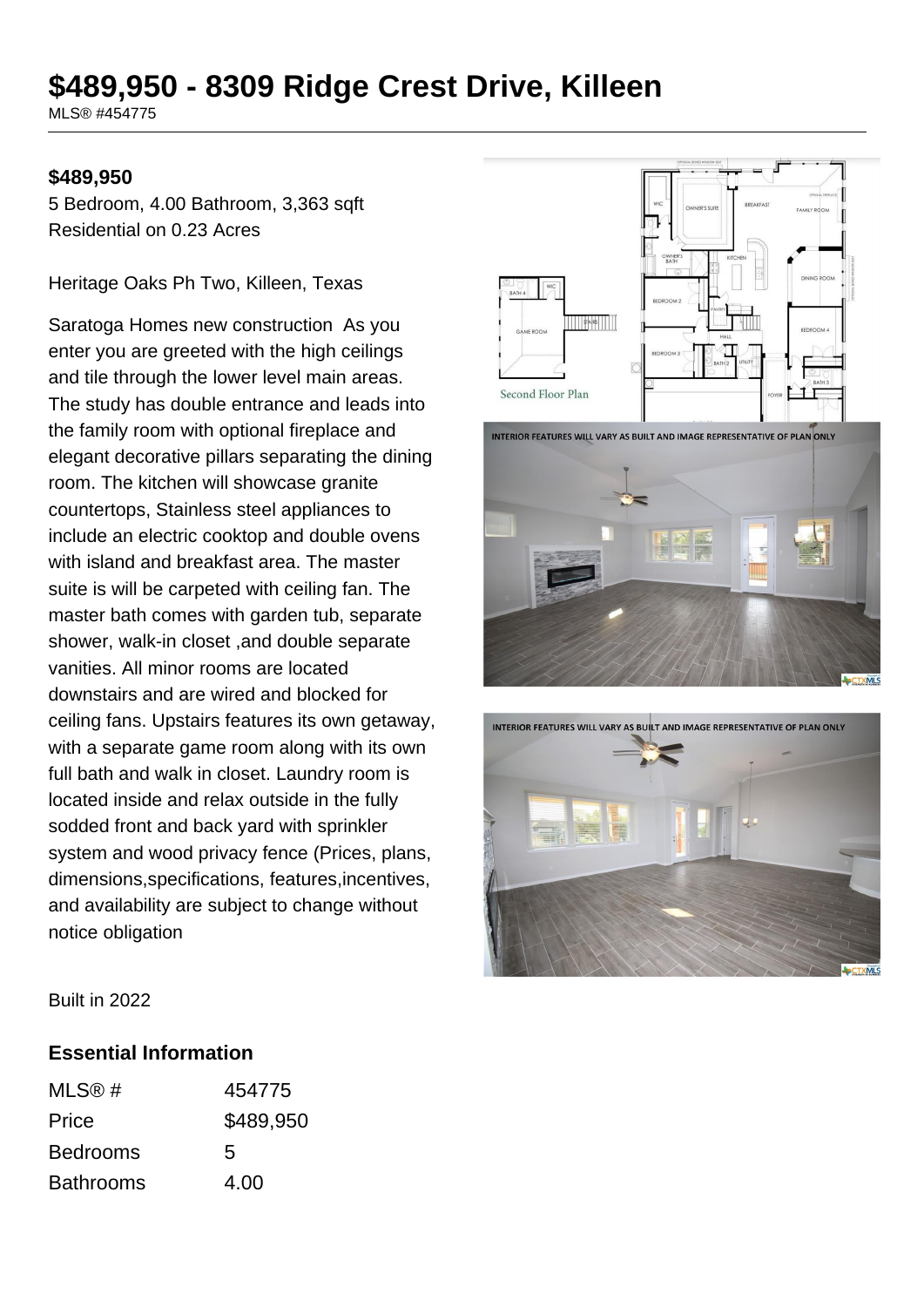# $489,950 - 8309 Ridge Crest Drive, Killeen

MLS® #454775

**$489,950**

5 Bedroom, 4.00 Bathroom, 3,363 sqft
Residential on 0.23 Acres

Heritage Oaks Ph Two, Killeen, Texas

Saratoga Homes new construction  As you enter you are greeted with the high ceilings and tile through the lower level main areas. The study has double entrance and leads into the family room with optional fireplace and elegant decorative pillars separating the dining room. The kitchen will showcase granite countertops, Stainless steel appliances to include an electric cooktop and double ovens with island and breakfast area. The master suite is will be carpeted with ceiling fan. The master bath comes with garden tub, separate shower, walk-in closet ,and double separate vanities. All minor rooms are located downstairs and are wired and blocked for ceiling fans. Upstairs features its own getaway, with a separate game room along with its own full bath and walk in closet. Laundry room is located inside and relax outside in the fully sodded front and back yard with sprinkler system and wood privacy fence (Prices, plans, dimensions,specifications, features,incentives, and availability are subject to change without notice obligation

Built in 2022

## Essential Information

| | |
|---|---|
| MLS® # | 454775 |
| Price | $489,950 |
| Bedrooms | 5 |
| Bathrooms | 4.00 |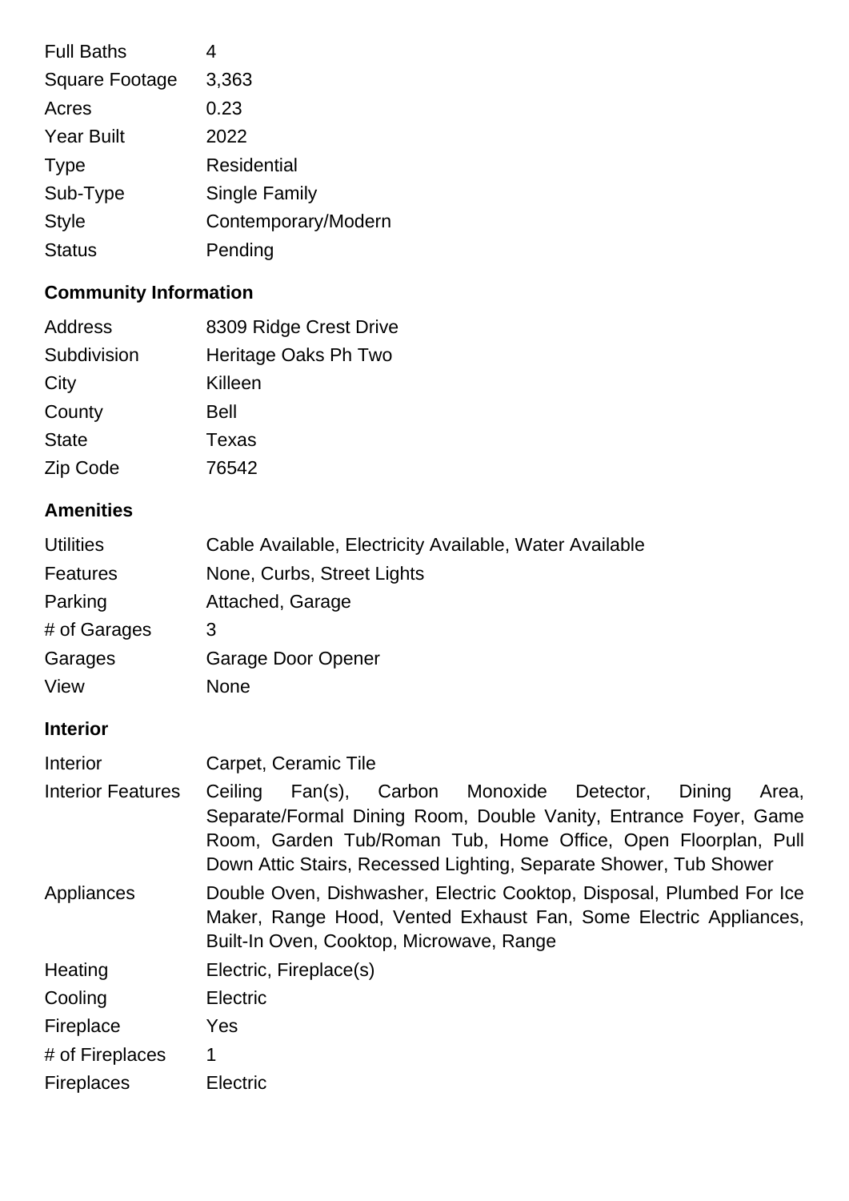| | |
|---|---|
| Full Baths | 4 |
| Square Footage | 3,363 |
| Acres | 0.23 |
| Year Built | 2022 |
| Type | Residential |
| Sub-Type | Single Family |
| Style | Contemporary/Modern |
| Status | Pending |

## Community Information

| | |
|---|---|
| Address | 8309 Ridge Crest Drive |
| Subdivision | Heritage Oaks Ph Two |
| City | Killeen |
| County | Bell |
| State | Texas |
| Zip Code | 76542 |

## Amenities

| | |
|---|---|
| Utilities | Cable Available, Electricity Available, Water Available |
| Features | None, Curbs, Street Lights |
| Parking | Attached, Garage |
| # of Garages | 3 |
| Garages | Garage Door Opener |
| View | None |

## Interior

| | |
|---|---|
| Interior | Carpet, Ceramic Tile |
| Interior Features | Ceiling Fan(s), Carbon Monoxide Detector, Dining Area, Separate/Formal Dining Room, Double Vanity, Entrance Foyer, Game Room, Garden Tub/Roman Tub, Home Office, Open Floorplan, Pull Down Attic Stairs, Recessed Lighting, Separate Shower, Tub Shower |
| Appliances | Double Oven, Dishwasher, Electric Cooktop, Disposal, Plumbed For Ice Maker, Range Hood, Vented Exhaust Fan, Some Electric Appliances, Built-In Oven, Cooktop, Microwave, Range |
| Heating | Electric, Fireplace(s) |
| Cooling | Electric |
| Fireplace | Yes |
| # of Fireplaces | 1 |
| Fireplaces | Electric |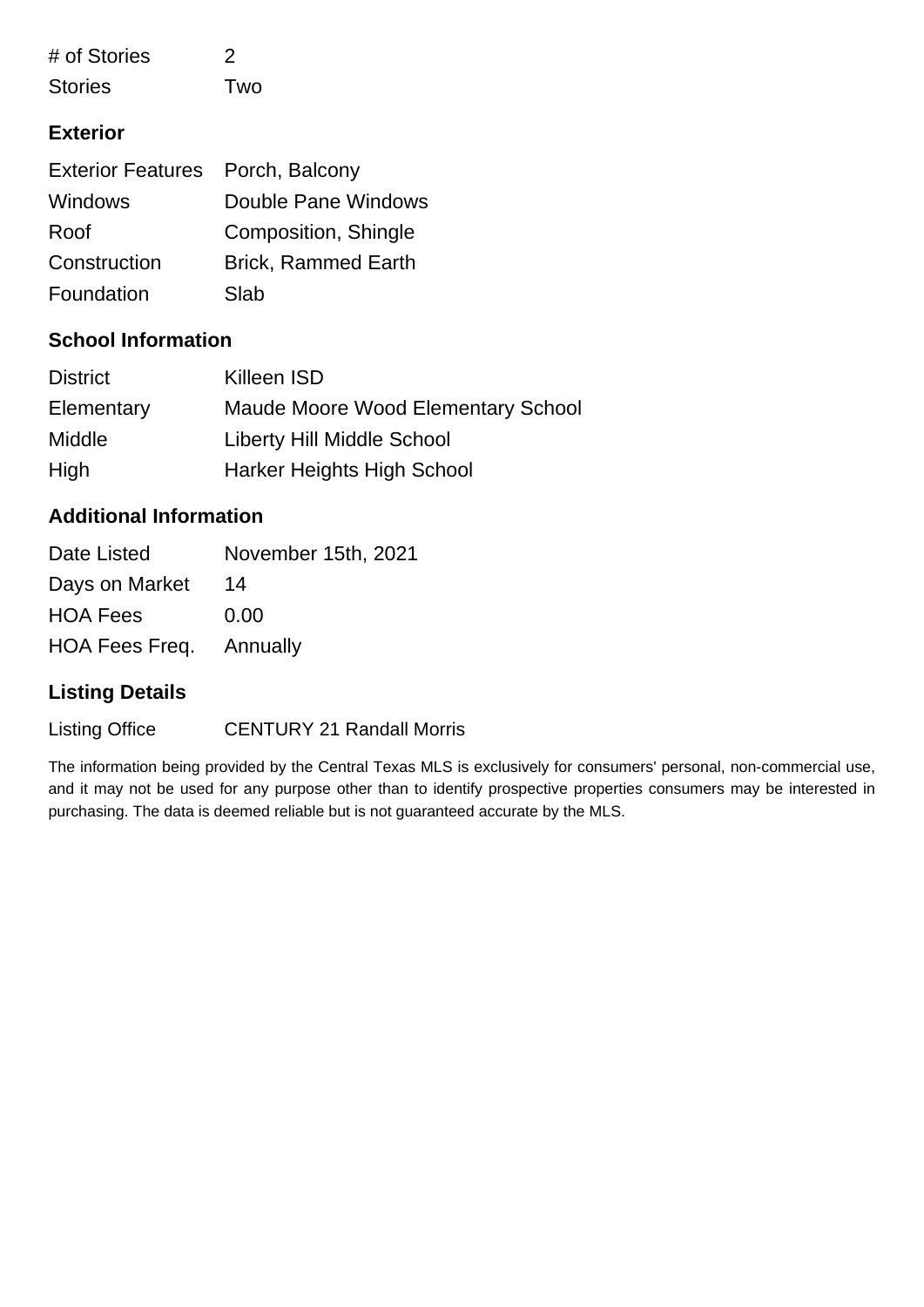| | |
|---|---|
| # of Stories | 2 |
| Stories | Two |

## Exterior

| | |
|---|---|
| Exterior Features | Porch, Balcony |
| Windows | Double Pane Windows |
| Roof | Composition, Shingle |
| Construction | Brick, Rammed Earth |
| Foundation | Slab |

## School Information

| | |
|---|---|
| District | Killeen ISD |
| Elementary | Maude Moore Wood Elementary School |
| Middle | Liberty Hill Middle School |
| High | Harker Heights High School |

## Additional Information

| | |
|---|---|
| Date Listed | November 15th, 2021 |
| Days on Market | 14 |
| HOA Fees | 0.00 |
| HOA Fees Freq. | Annually |

## Listing Details

| | |
|---|---|
| Listing Office | CENTURY 21 Randall Morris |

The information being provided by the Central Texas MLS is exclusively for consumers' personal, non-commercial use, and it may not be used for any purpose other than to identify prospective properties consumers may be interested in purchasing. The data is deemed reliable but is not guaranteed accurate by the MLS.